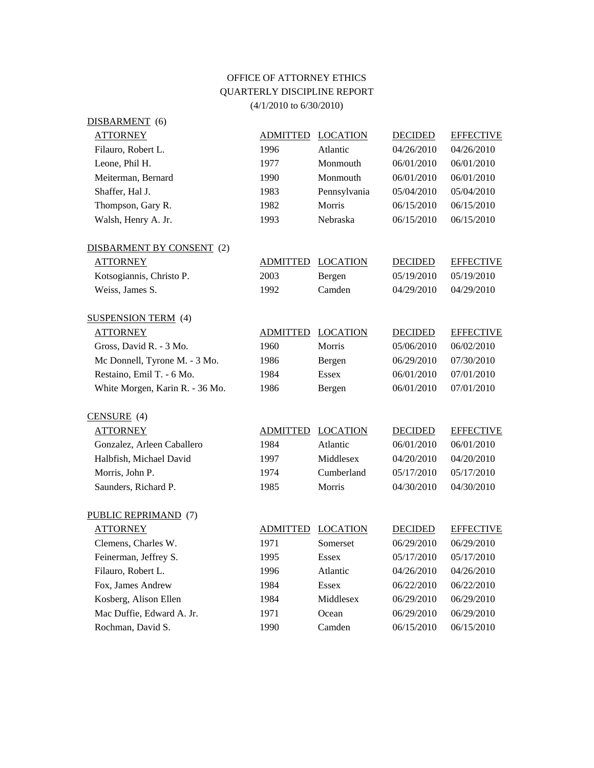# OFFICE OF ATTORNEY ETHICS
## QUARTERLY DISCIPLINE REPORT
(4/1/2010 to 6/30/2010)

### DISBARMENT (6)

| ATTORNEY | ADMITTED | LOCATION | DECIDED | EFFECTIVE |
|---|---|---|---|---|
| Filauro, Robert L. | 1996 | Atlantic | 04/26/2010 | 04/26/2010 |
| Leone, Phil H. | 1977 | Monmouth | 06/01/2010 | 06/01/2010 |
| Meiterman, Bernard | 1990 | Monmouth | 06/01/2010 | 06/01/2010 |
| Shaffer, Hal J. | 1983 | Pennsylvania | 05/04/2010 | 05/04/2010 |
| Thompson, Gary R. | 1982 | Morris | 06/15/2010 | 06/15/2010 |
| Walsh, Henry A. Jr. | 1993 | Nebraska | 06/15/2010 | 06/15/2010 |

### DISBARMENT BY CONSENT (2)

| ATTORNEY | ADMITTED | LOCATION | DECIDED | EFFECTIVE |
|---|---|---|---|---|
| Kotsogiannis, Christo P. | 2003 | Bergen | 05/19/2010 | 05/19/2010 |
| Weiss, James S. | 1992 | Camden | 04/29/2010 | 04/29/2010 |

### SUSPENSION TERM (4)

| ATTORNEY | ADMITTED | LOCATION | DECIDED | EFFECTIVE |
|---|---|---|---|---|
| Gross, David R. - 3 Mo. | 1960 | Morris | 05/06/2010 | 06/02/2010 |
| Mc Donnell, Tyrone M. - 3 Mo. | 1986 | Bergen | 06/29/2010 | 07/30/2010 |
| Restaino, Emil T. - 6 Mo. | 1984 | Essex | 06/01/2010 | 07/01/2010 |
| White Morgen, Karin R. - 36 Mo. | 1986 | Bergen | 06/01/2010 | 07/01/2010 |

### CENSURE (4)

| ATTORNEY | ADMITTED | LOCATION | DECIDED | EFFECTIVE |
|---|---|---|---|---|
| Gonzalez, Arleen Caballero | 1984 | Atlantic | 06/01/2010 | 06/01/2010 |
| Halbfish, Michael David | 1997 | Middlesex | 04/20/2010 | 04/20/2010 |
| Morris, John P. | 1974 | Cumberland | 05/17/2010 | 05/17/2010 |
| Saunders, Richard P. | 1985 | Morris | 04/30/2010 | 04/30/2010 |

### PUBLIC REPRIMAND (7)

| ATTORNEY | ADMITTED | LOCATION | DECIDED | EFFECTIVE |
|---|---|---|---|---|
| Clemens, Charles W. | 1971 | Somerset | 06/29/2010 | 06/29/2010 |
| Feinerman, Jeffrey S. | 1995 | Essex | 05/17/2010 | 05/17/2010 |
| Filauro, Robert L. | 1996 | Atlantic | 04/26/2010 | 04/26/2010 |
| Fox, James Andrew | 1984 | Essex | 06/22/2010 | 06/22/2010 |
| Kosberg, Alison Ellen | 1984 | Middlesex | 06/29/2010 | 06/29/2010 |
| Mac Duffie, Edward A. Jr. | 1971 | Ocean | 06/29/2010 | 06/29/2010 |
| Rochman, David S. | 1990 | Camden | 06/15/2010 | 06/15/2010 |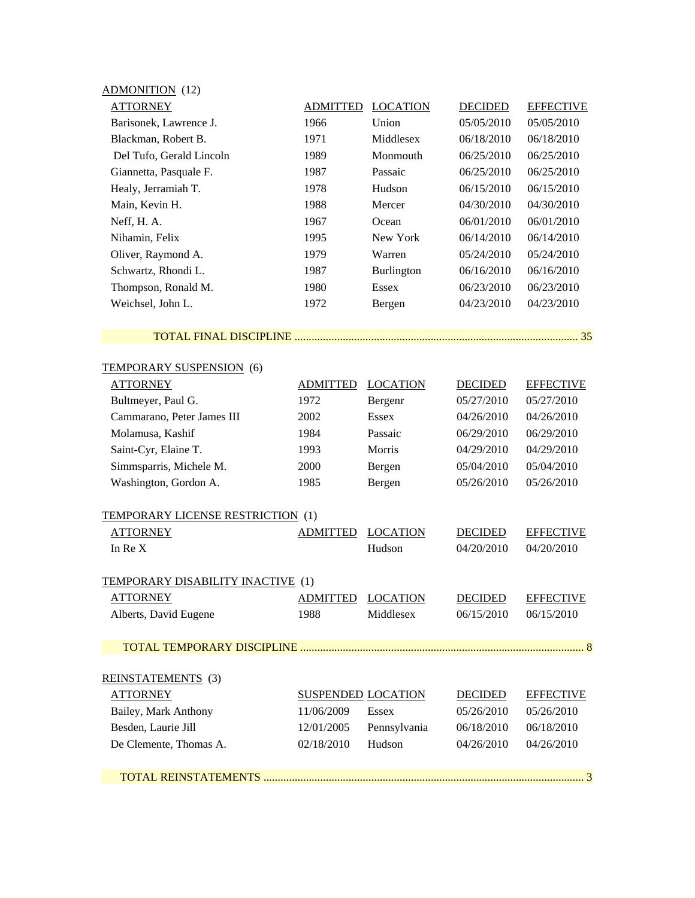ADMONITION (12)

| ATTORNEY | ADMITTED | LOCATION | DECIDED | EFFECTIVE |
|---|---|---|---|---|
| Barisonek, Lawrence J. | 1966 | Union | 05/05/2010 | 05/05/2010 |
| Blackman, Robert B. | 1971 | Middlesex | 06/18/2010 | 06/18/2010 |
| Del Tufo, Gerald Lincoln | 1989 | Monmouth | 06/25/2010 | 06/25/2010 |
| Giannetta, Pasquale F. | 1987 | Passaic | 06/25/2010 | 06/25/2010 |
| Healy, Jerramiah T. | 1978 | Hudson | 06/15/2010 | 06/15/2010 |
| Main, Kevin H. | 1988 | Mercer | 04/30/2010 | 04/30/2010 |
| Neff, H. A. | 1967 | Ocean | 06/01/2010 | 06/01/2010 |
| Nihamin, Felix | 1995 | New York | 06/14/2010 | 06/14/2010 |
| Oliver, Raymond A. | 1979 | Warren | 05/24/2010 | 05/24/2010 |
| Schwartz, Rhondi L. | 1987 | Burlington | 06/16/2010 | 06/16/2010 |
| Thompson, Ronald M. | 1980 | Essex | 06/23/2010 | 06/23/2010 |
| Weichsel, John L. | 1972 | Bergen | 04/23/2010 | 04/23/2010 |

TOTAL FINAL DISCIPLINE .................................................................................................. 35

TEMPORARY SUSPENSION (6)

| ATTORNEY | ADMITTED | LOCATION | DECIDED | EFFECTIVE |
|---|---|---|---|---|
| Bultmeyer, Paul G. | 1972 | Bergenr | 05/27/2010 | 05/27/2010 |
| Cammarano, Peter James III | 2002 | Essex | 04/26/2010 | 04/26/2010 |
| Molamusa, Kashif | 1984 | Passaic | 06/29/2010 | 06/29/2010 |
| Saint-Cyr, Elaine T. | 1993 | Morris | 04/29/2010 | 04/29/2010 |
| Simmsparris, Michele M. | 2000 | Bergen | 05/04/2010 | 05/04/2010 |
| Washington, Gordon A. | 1985 | Bergen | 05/26/2010 | 05/26/2010 |

TEMPORARY LICENSE RESTRICTION (1)

| ATTORNEY | ADMITTED | LOCATION | DECIDED | EFFECTIVE |
|---|---|---|---|---|
| In Re X | | Hudson | 04/20/2010 | 04/20/2010 |

TEMPORARY DISABILITY INACTIVE (1)

| ATTORNEY | ADMITTED | LOCATION | DECIDED | EFFECTIVE |
|---|---|---|---|---|
| Alberts, David Eugene | 1988 | Middlesex | 06/15/2010 | 06/15/2010 |

TOTAL TEMPORARY DISCIPLINE .................................................................................................. 8

REINSTATEMENTS (3)

| ATTORNEY | SUSPENDED | LOCATION | DECIDED | EFFECTIVE |
|---|---|---|---|---|
| Bailey, Mark Anthony | 11/06/2009 | Essex | 05/26/2010 | 05/26/2010 |
| Besden, Laurie Jill | 12/01/2005 | Pennsylvania | 06/18/2010 | 06/18/2010 |
| De Clemente, Thomas A. | 02/18/2010 | Hudson | 04/26/2010 | 04/26/2010 |

TOTAL REINSTATEMENTS .................................................................................................. 3